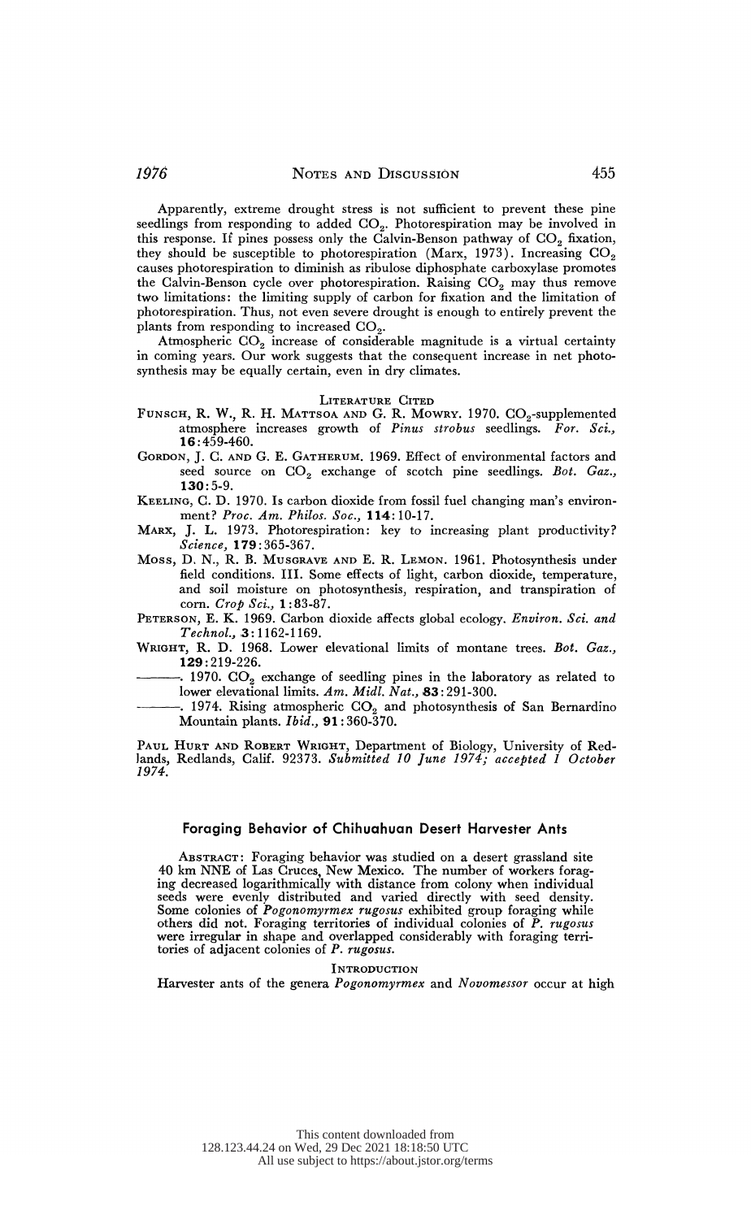Apparently, extreme drought stress is not sufficient to prevent these pine seedlings from responding to added $CO_2$. Photorespiration may be involved in this response. If pines possess only the Calvin-Benson pathway of $CO_2$ fixation, they should be susceptible to photorespiration (Marx, 1973). Increasing $CO_2$ causes photorespiration to diminish as ribulose diphosphate carboxylase promotes the Calvin-Benson cycle over photorespiration. Raising $CO_2$ may thus remove two limitations: the limiting supply of carbon for fixation and the limitation of photorespiration. Thus, not even severe drought is enough to entirely prevent the plants from responding to increased $CO_2$.

Atmospheric $CO_2$ increase of considerable magnitude is a virtual certainty in coming years. Our work suggests that the consequent increase in net photosynthesis may be equally certain, even in dry climates.

## Literature Cited

Funsch, R. W., R. H. Mattsoa and G. R. Mowry. 1970. $CO_2$-supplemented atmosphere increases growth of *Pinus strobus* seedlings. *For. Sci.*, **16**:459-460.

Gordon, J. C. and G. E. Gatherum. 1969. Effect of environmental factors and seed source on $CO_2$ exchange of scotch pine seedlings. *Bot. Gaz.*, **130**:5-9.

Keeling, C. D. 1970. Is carbon dioxide from fossil fuel changing man's environment? *Proc. Am. Philos. Soc.*, **114**:10-17.

Marx, J. L. 1973. Photorespiration: key to increasing plant productivity? *Science*, **179**:365-367.

Moss, D. N., R. B. Musgrave and E. R. Lemon. 1961. Photosynthesis under field conditions. III. Some effects of light, carbon dioxide, temperature, and soil moisture on photosynthesis, respiration, and transpiration of corn. *Crop Sci.*, **1**:83-87.

Peterson, E. K. 1969. Carbon dioxide affects global ecology. *Environ. Sci. and Technol.*, **3**:1162-1169.

Wright, R. D. 1968. Lower elevational limits of montane trees. *Bot. Gaz.*, **129**:219-226.

———. 1970. $CO_2$ exchange of seedling pines in the laboratory as related to lower elevational limits. *Am. Midl. Nat.*, **83**:291-300.

———. 1974. Rising atmospheric $CO_2$ and photosynthesis of San Bernardino Mountain plants. *Ibid.*, **91**:360-370.

Paul Hurt and Robert Wright, Department of Biology, University of Redlands, Redlands, Calif. 92373. *Submitted 10 June 1974; accepted 1 October 1974.*

## Foraging Behavior of Chihuahuan Desert Harvester Ants

Abstract: Foraging behavior was studied on a desert grassland site 40 km NNE of Las Cruces, New Mexico. The number of workers foraging decreased logarithmically with distance from colony when individual seeds were evenly distributed and varied directly with seed density. Some colonies of *Pogonomyrmex rugosus* exhibited group foraging while others did not. Foraging territories of individual colonies of *P. rugosus* were irregular in shape and overlapped considerably with foraging territories of adjacent colonies of *P. rugosus*.

### Introduction

Harvester ants of the genera *Pogonomyrmex* and *Novomessor* occur at high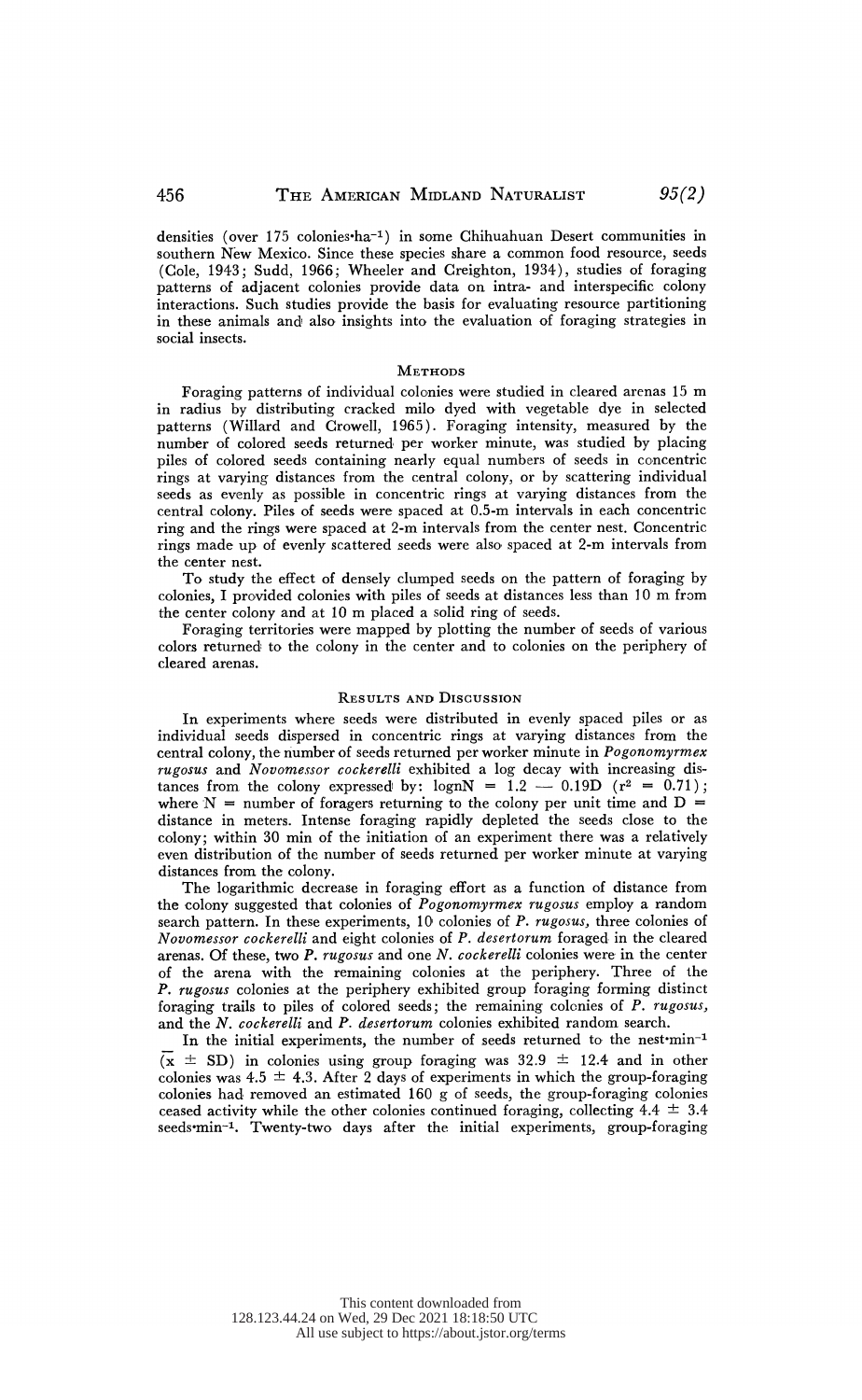densities (over 175 colonies·ha$^{-1}$) in some Chihuahuan Desert communities in southern New Mexico. Since these species share a common food resource, seeds (Cole, 1943; Sudd, 1966; Wheeler and Creighton, 1934), studies of foraging patterns of adjacent colonies provide data on intra- and interspecific colony interactions. Such studies provide the basis for evaluating resource partitioning in these animals and also insights into the evaluation of foraging strategies in social insects.

## Methods

Foraging patterns of individual colonies were studied in cleared arenas 15 m in radius by distributing cracked milo dyed with vegetable dye in selected patterns (Willard and Crowell, 1965). Foraging intensity, measured by the number of colored seeds returned per worker minute, was studied by placing piles of colored seeds containing nearly equal numbers of seeds in concentric rings at varying distances from the central colony, or by scattering individual seeds as evenly as possible in concentric rings at varying distances from the central colony. Piles of seeds were spaced at 0.5-m intervals in each concentric ring and the rings were spaced at 2-m intervals from the center nest. Concentric rings made up of evenly scattered seeds were also spaced at 2-m intervals from the center nest.

To study the effect of densely clumped seeds on the pattern of foraging by colonies, I provided colonies with piles of seeds at distances less than 10 m from the center colony and at 10 m placed a solid ring of seeds.

Foraging territories were mapped by plotting the number of seeds of various colors returned to the colony in the center and to colonies on the periphery of cleared arenas.

## Results and Discussion

In experiments where seeds were distributed in evenly spaced piles or as individual seeds dispersed in concentric rings at varying distances from the central colony, the number of seeds returned per worker minute in *Pogonomyrmex rugosus* and *Novomessor cockerelli* exhibited a log decay with increasing distances from the colony expressed by: $\log_n N = 1.2 - 0.19D$ ($r^2 = 0.71$); where N = number of foragers returning to the colony per unit time and D = distance in meters. Intense foraging rapidly depleted the seeds close to the colony; within 30 min of the initiation of an experiment there was a relatively even distribution of the number of seeds returned per worker minute at varying distances from the colony.

The logarithmic decrease in foraging effort as a function of distance from the colony suggested that colonies of *Pogonomyrmex rugosus* employ a random search pattern. In these experiments, 10 colonies of *P. rugosus*, three colonies of *Novomessor cockerelli* and eight colonies of *P. desertorum* foraged in the cleared arenas. Of these, two *P. rugosus* and one *N. cockerelli* colonies were in the center of the arena with the remaining colonies at the periphery. Three of the *P. rugosus* colonies at the periphery exhibited group foraging forming distinct foraging trails to piles of colored seeds; the remaining colonies of *P. rugosus*, and the *N. cockerelli* and *P. desertorum* colonies exhibited random search.

In the initial experiments, the number of seeds returned to the nest·min$^{-1}$ ($\bar{x} \pm$ SD) in colonies using group foraging was $32.9 \pm 12.4$ and in other colonies was $4.5 \pm 4.3$. After 2 days of experiments in which the group-foraging colonies had removed an estimated 160 g of seeds, the group-foraging colonies ceased activity while the other colonies continued foraging, collecting $4.4 \pm 3.4$ seeds·min$^{-1}$. Twenty-two days after the initial experiments, group-foraging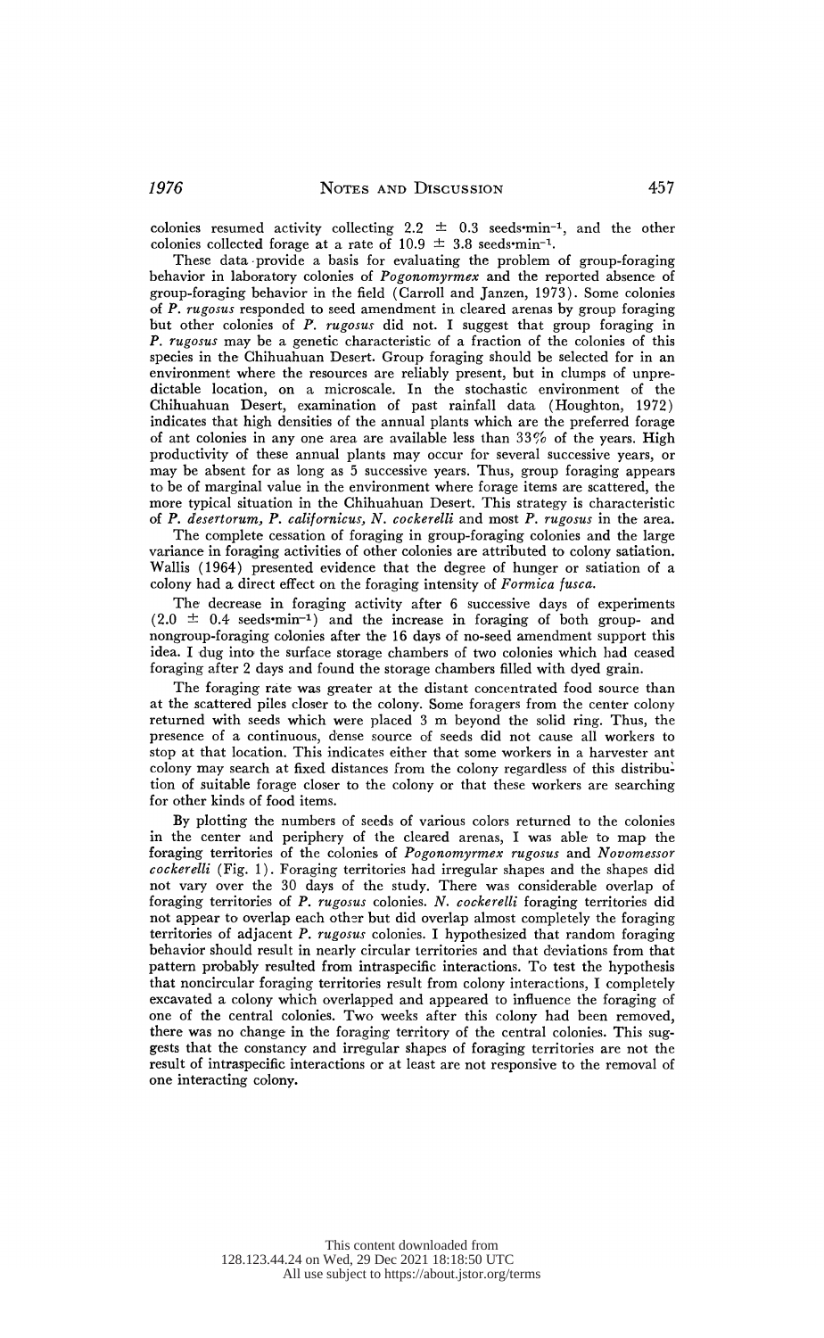colonies resumed activity collecting $2.2 \pm 0.3$ seeds·min$^{-1}$, and the other colonies collected forage at a rate of $10.9 \pm 3.8$ seeds·min$^{-1}$.

These data provide a basis for evaluating the problem of group-foraging behavior in laboratory colonies of *Pogonomyrmex* and the reported absence of group-foraging behavior in the field (Carroll and Janzen, 1973). Some colonies of *P. rugosus* responded to seed amendment in cleared arenas by group foraging but other colonies of *P. rugosus* did not. I suggest that group foraging in *P. rugosus* may be a genetic characteristic of a fraction of the colonies of this species in the Chihuahuan Desert. Group foraging should be selected for in an environment where the resources are reliably present, but in clumps of unpredictable location, on a microscale. In the stochastic environment of the Chihuahuan Desert, examination of past rainfall data (Houghton, 1972) indicates that high densities of the annual plants which are the preferred forage of ant colonies in any one area are available less than 33% of the years. High productivity of these annual plants may occur for several successive years, or may be absent for as long as 5 successive years. Thus, group foraging appears to be of marginal value in the environment where forage items are scattered, the more typical situation in the Chihuahuan Desert. This strategy is characteristic of *P. desertorum, P. californicus, N. cockerelli* and most *P. rugosus* in the area.

The complete cessation of foraging in group-foraging colonies and the large variance in foraging activities of other colonies are attributed to colony satiation. Wallis (1964) presented evidence that the degree of hunger or satiation of a colony had a direct effect on the foraging intensity of *Formica fusca*.

The decrease in foraging activity after 6 successive days of experiments ($2.0 \pm 0.4$ seeds·min$^{-1}$) and the increase in foraging of both group- and nongroup-foraging colonies after the 16 days of no-seed amendment support this idea. I dug into the surface storage chambers of two colonies which had ceased foraging after 2 days and found the storage chambers filled with dyed grain.

The foraging rate was greater at the distant concentrated food source than at the scattered piles closer to the colony. Some foragers from the center colony returned with seeds which were placed 3 m beyond the solid ring. Thus, the presence of a continuous, dense source of seeds did not cause all workers to stop at that location. This indicates either that some workers in a harvester ant colony may search at fixed distances from the colony regardless of this distribution of suitable forage closer to the colony or that these workers are searching for other kinds of food items.

By plotting the numbers of seeds of various colors returned to the colonies in the center and periphery of the cleared arenas, I was able to map the foraging territories of the colonies of *Pogonomyrmex rugosus* and *Novomessor cockerelli* (Fig. 1). Foraging territories had irregular shapes and the shapes did not vary over the 30 days of the study. There was considerable overlap of foraging territories of *P. rugosus* colonies. *N. cockerelli* foraging territories did not appear to overlap each other but did overlap almost completely the foraging territories of adjacent *P. rugosus* colonies. I hypothesized that random foraging behavior should result in nearly circular territories and that deviations from that pattern probably resulted from intraspecific interactions. To test the hypothesis that noncircular foraging territories result from colony interactions, I completely excavated a colony which overlapped and appeared to influence the foraging of one of the central colonies. Two weeks after this colony had been removed, there was no change in the foraging territory of the central colonies. This suggests that the constancy and irregular shapes of foraging territories are not the result of intraspecific interactions or at least are not responsive to the removal of one interacting colony.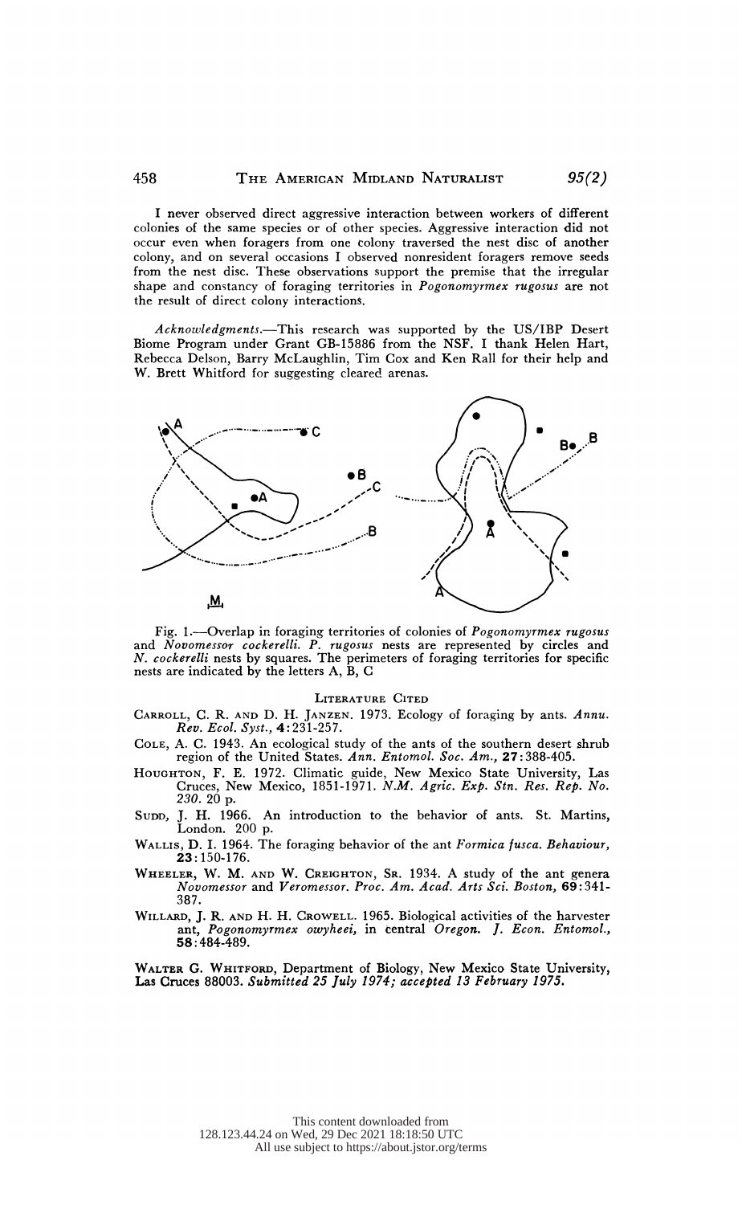I never observed direct aggressive interaction between workers of different colonies of the same species or of other species. Aggressive interaction did not occur even when foragers from one colony traversed the nest disc of another colony, and on several occasions I observed nonresident foragers remove seeds from the nest disc. These observations support the premise that the irregular shape and constancy of foraging territories in *Pogonomyrmex rugosus* are not the result of direct colony interactions.

*Acknowledgments.*—This research was supported by the US/IBP Desert Biome Program under Grant GB-15886 from the NSF. I thank Helen Hart, Rebecca Delson, Barry McLaughlin, Tim Cox and Ken Rall for their help and W. Brett Whitford for suggesting cleared arenas.

A
C
B
C
A
B
M
B
B
A
A

Fig. 1.—Overlap in foraging territories of colonies of *Pogonomyrmex rugosus* and *Novomessor cockerelli*. *P. rugosus* nests are represented by circles and *N. cockerelli* nests by squares. The perimeters of foraging territories for specific nests are indicated by the letters A, B, C

## Literature Cited

Carroll, C. R. and D. H. Janzen. 1973. Ecology of foraging by ants. *Annu. Rev. Ecol. Syst.*, **4**:231-257.

Cole, A. C. 1943. An ecological study of the ants of the southern desert shrub region of the United States. *Ann. Entomol. Soc. Am.*, **27**:388-405.

Houghton, F. E. 1972. Climatic guide, New Mexico State University, Las Cruces, New Mexico, 1851-1971. *N.M. Agric. Exp. Stn. Res. Rep. No. 230*. 20 p.

Sudd, J. H. 1966. An introduction to the behavior of ants. St. Martins, London. 200 p.

Wallis, D. I. 1964. The foraging behavior of the ant *Formica fusca*. *Behaviour*, **23**:150-176.

Wheeler, W. M. and W. Creighton, Sr. 1934. A study of the ant genera *Novomessor* and *Veromessor*. *Proc. Am. Acad. Arts Sci. Boston*, **69**:341-387.

Willard, J. R. and H. H. Crowell. 1965. Biological activities of the harvester ant, *Pogonomyrmex owyheei*, in central *Oregon*. *J. Econ. Entomol.*, **58**:484-489.

Walter G. Whitford, Department of Biology, New Mexico State University, Las Cruces 88003. *Submitted 25 July 1974; accepted 13 February 1975.*